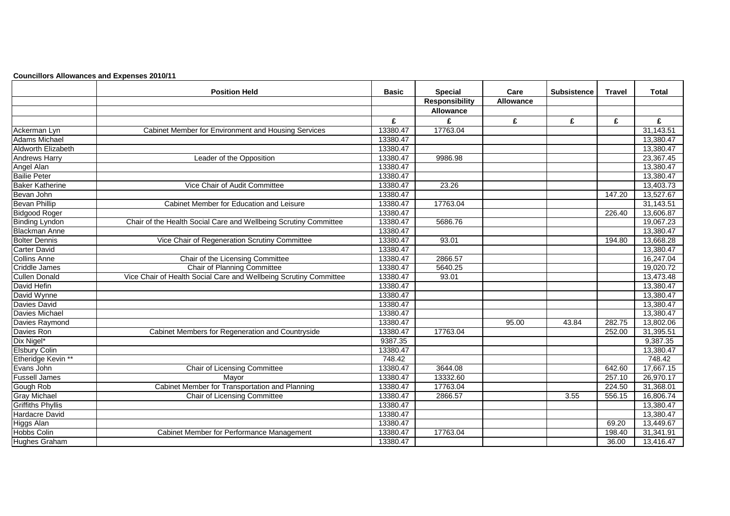**Councillors Allowances and Expenses 2010/11**

| | Position Held | Basic | Special Responsibility Allowance | Care Allowance | Subsistence | Travel | Total |
|---|---|---|---|---|---|---|---|
| | | £ | £ | £ | £ | £ | £ |
| Ackerman Lyn | Cabinet Member for Environment and Housing Services | 13380.47 | 17763.04 | | | | 31,143.51 |
| Adams Michael | | 13380.47 | | | | | 13,380.47 |
| Aldworth Elizabeth | | 13380.47 | | | | | 13,380.47 |
| Andrews Harry | Leader of the Opposition | 13380.47 | 9986.98 | | | | 23,367.45 |
| Angel Alan | | 13380.47 | | | | | 13,380.47 |
| Bailie Peter | | 13380.47 | | | | | 13,380.47 |
| Baker Katherine | Vice Chair of Audit Committee | 13380.47 | 23.26 | | | | 13,403.73 |
| Bevan John | | 13380.47 | | | | 147.20 | 13,527.67 |
| Bevan Phillip | Cabinet Member for Education and Leisure | 13380.47 | 17763.04 | | | | 31,143.51 |
| Bidgood Roger | | 13380.47 | | | | 226.40 | 13,606.87 |
| Binding Lyndon | Chair of the Health Social Care and Wellbeing Scrutiny Committee | 13380.47 | 5686.76 | | | | 19,067.23 |
| Blackman Anne | | 13380.47 | | | | | 13,380.47 |
| Bolter Dennis | Vice Chair of Regeneration Scrutiny Committee | 13380.47 | 93.01 | | | 194.80 | 13,668.28 |
| Carter David | | 13380.47 | | | | | 13,380.47 |
| Collins Anne | Chair of the Licensing Committee | 13380.47 | 2866.57 | | | | 16,247.04 |
| Criddle James | Chair of Planning Committee | 13380.47 | 5640.25 | | | | 19,020.72 |
| Cullen Donald | Vice Chair of Health Social Care and Wellbeing Scrutiny Committee | 13380.47 | 93.01 | | | | 13,473.48 |
| David Hefin | | 13380.47 | | | | | 13,380.47 |
| David Wynne | | 13380.47 | | | | | 13,380.47 |
| Davies David | | 13380.47 | | | | | 13,380.47 |
| Davies Michael | | 13380.47 | | | | | 13,380.47 |
| Davies Raymond | | 13380.47 | | 95.00 | 43.84 | 282.75 | 13,802.06 |
| Davies Ron | Cabinet Members for Regeneration and Countryside | 13380.47 | 17763.04 | | | 252.00 | 31,395.51 |
| Dix Nigel* | | 9387.35 | | | | | 9,387.35 |
| Elsbury Colin | | 13380.47 | | | | | 13,380.47 |
| Etheridge Kevin ** | | 748.42 | | | | | 748.42 |
| Evans John | Chair of Licensing Committee | 13380.47 | 3644.08 | | | 642.60 | 17,667.15 |
| Fussell James | Mayor | 13380.47 | 13332.60 | | | 257.10 | 26,970.17 |
| Gough Rob | Cabinet Member for Transportation and Planning | 13380.47 | 17763.04 | | | 224.50 | 31,368.01 |
| Gray Michael | Chair of Licensing Committee | 13380.47 | 2866.57 | | 3.55 | 556.15 | 16,806.74 |
| Griffiths Phyllis | | 13380.47 | | | | | 13,380.47 |
| Hardacre David | | 13380.47 | | | | | 13,380.47 |
| Higgs Alan | | 13380.47 | | | | 69.20 | 13,449.67 |
| Hobbs Colin | Cabinet Member for Performance Management | 13380.47 | 17763.04 | | | 198.40 | 31,341.91 |
| Hughes Graham | | 13380.47 | | | | 36.00 | 13,416.47 |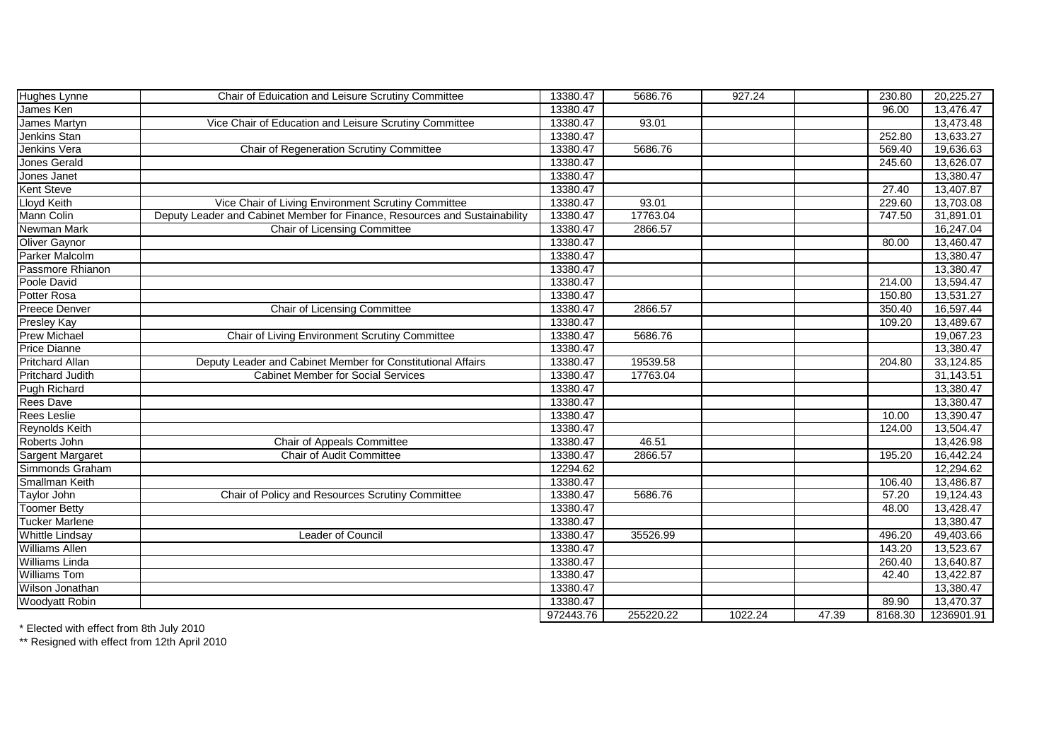| | | | | | | | |
|---|---|---|---|---|---|---|---|
| Hughes Lynne | Chair of Eduication and Leisure Scrutiny Committee | 13380.47 | 5686.76 | 927.24 | | 230.80 | 20,225.27 |
| James Ken | | 13380.47 | | | | 96.00 | 13,476.47 |
| James Martyn | Vice Chair of Education and Leisure Scrutiny Committee | 13380.47 | 93.01 | | | | 13,473.48 |
| Jenkins Stan | | 13380.47 | | | | 252.80 | 13,633.27 |
| Jenkins Vera | Chair of Regeneration Scrutiny Committee | 13380.47 | 5686.76 | | | 569.40 | 19,636.63 |
| Jones Gerald | | 13380.47 | | | | 245.60 | 13,626.07 |
| Jones Janet | | 13380.47 | | | | | 13,380.47 |
| Kent Steve | | 13380.47 | | | | 27.40 | 13,407.87 |
| Lloyd Keith | Vice Chair of Living Environment Scrutiny Committee | 13380.47 | 93.01 | | | 229.60 | 13,703.08 |
| Mann Colin | Deputy Leader and Cabinet Member for Finance, Resources and Sustainability | 13380.47 | 17763.04 | | | 747.50 | 31,891.01 |
| Newman Mark | Chair of Licensing Committee | 13380.47 | 2866.57 | | | | 16,247.04 |
| Oliver Gaynor | | 13380.47 | | | | 80.00 | 13,460.47 |
| Parker Malcolm | | 13380.47 | | | | | 13,380.47 |
| Passmore Rhianon | | 13380.47 | | | | | 13,380.47 |
| Poole David | | 13380.47 | | | | 214.00 | 13,594.47 |
| Potter Rosa | | 13380.47 | | | | 150.80 | 13,531.27 |
| Preece Denver | Chair of Licensing Committee | 13380.47 | 2866.57 | | | 350.40 | 16,597.44 |
| Presley Kay | | 13380.47 | | | | 109.20 | 13,489.67 |
| Prew Michael | Chair of Living Environment Scrutiny Committee | 13380.47 | 5686.76 | | | | 19,067.23 |
| Price Dianne | | 13380.47 | | | | | 13,380.47 |
| Pritchard Allan | Deputy Leader and Cabinet Member for Constitutional Affairs | 13380.47 | 19539.58 | | | 204.80 | 33,124.85 |
| Pritchard Judith | Cabinet Member for Social Services | 13380.47 | 17763.04 | | | | 31,143.51 |
| Pugh Richard | | 13380.47 | | | | | 13,380.47 |
| Rees Dave | | 13380.47 | | | | | 13,380.47 |
| Rees Leslie | | 13380.47 | | | | 10.00 | 13,390.47 |
| Reynolds Keith | | 13380.47 | | | | 124.00 | 13,504.47 |
| Roberts John | Chair of Appeals Committee | 13380.47 | 46.51 | | | | 13,426.98 |
| Sargent Margaret | Chair of Audit Committee | 13380.47 | 2866.57 | | | 195.20 | 16,442.24 |
| Simmonds Graham | | 12294.62 | | | | | 12,294.62 |
| Smallman Keith | | 13380.47 | | | | 106.40 | 13,486.87 |
| Taylor John | Chair of Policy and Resources Scrutiny Committee | 13380.47 | 5686.76 | | | 57.20 | 19,124.43 |
| Toomer Betty | | 13380.47 | | | | 48.00 | 13,428.47 |
| Tucker Marlene | | 13380.47 | | | | | 13,380.47 |
| Whittle Lindsay | Leader of Council | 13380.47 | 35526.99 | | | 496.20 | 49,403.66 |
| Williams Allen | | 13380.47 | | | | 143.20 | 13,523.67 |
| Williams Linda | | 13380.47 | | | | 260.40 | 13,640.87 |
| Williams Tom | | 13380.47 | | | | 42.40 | 13,422.87 |
| Wilson Jonathan | | 13380.47 | | | | | 13,380.47 |
| Woodyatt Robin | | 13380.47 | | | | 89.90 | 13,470.37 |
| | | 972443.76 | 255220.22 | 1022.24 | 47.39 | 8168.30 | 1236901.91 |

* Elected with effect from 8th July 2010

** Resigned with effect from 12th April 2010